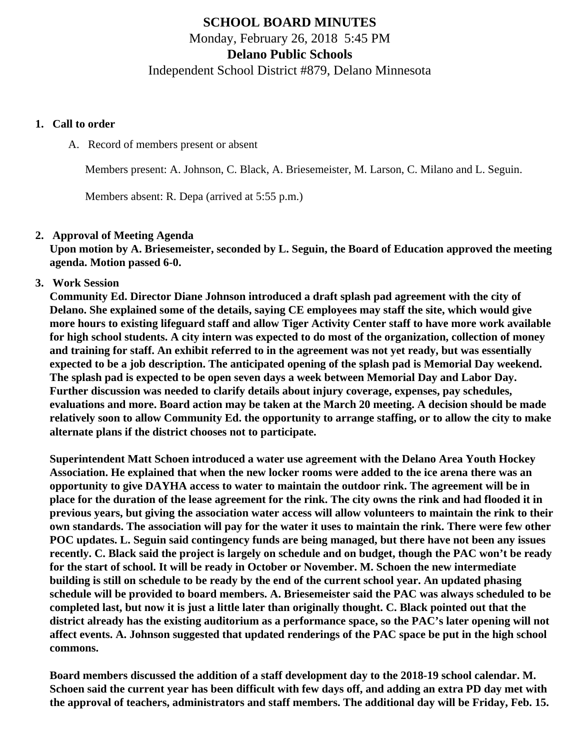# SCHOOL BOARD MINUTES

Monday, February 26, 2018 5:45 PM

**Delano Public Schools**

Independent School District #879, Delano Minnesota

1. **Call to order**

   A. Record of members present or absent

   Members present: A. Johnson, C. Black, A. Briesemeister, M. Larson, C. Milano and L. Seguin.

   Members absent: R. Depa (arrived at 5:55 p.m.)

2. **Approval of Meeting Agenda**
   **Upon motion by A. Briesemeister, seconded by L. Seguin, the Board of Education approved the meeting agenda. Motion passed 6-0.**

3. **Work Session**
   **Community Ed. Director Diane Johnson introduced a draft splash pad agreement with the city of Delano. She explained some of the details, saying CE employees may staff the site, which would give more hours to existing lifeguard staff and allow Tiger Activity Center staff to have more work available for high school students. A city intern was expected to do most of the organization, collection of money and training for staff. An exhibit referred to in the agreement was not yet ready, but was essentially expected to be a job description. The anticipated opening of the splash pad is Memorial Day weekend. The splash pad is expected to be open seven days a week between Memorial Day and Labor Day. Further discussion was needed to clarify details about injury coverage, expenses, pay schedules, evaluations and more. Board action may be taken at the March 20 meeting. A decision should be made relatively soon to allow Community Ed. the opportunity to arrange staffing, or to allow the city to make alternate plans if the district chooses not to participate.**

   **Superintendent Matt Schoen introduced a water use agreement with the Delano Area Youth Hockey Association. He explained that when the new locker rooms were added to the ice arena there was an opportunity to give DAYHA access to water to maintain the outdoor rink. The agreement will be in place for the duration of the lease agreement for the rink. The city owns the rink and had flooded it in previous years, but giving the association water access will allow volunteers to maintain the rink to their own standards. The association will pay for the water it uses to maintain the rink. There were few other POC updates. L. Seguin said contingency funds are being managed, but there have not been any issues recently. C. Black said the project is largely on schedule and on budget, though the PAC won't be ready for the start of school. It will be ready in October or November. M. Schoen the new intermediate building is still on schedule to be ready by the end of the current school year. An updated phasing schedule will be provided to board members. A. Briesemeister said the PAC was always scheduled to be completed last, but now it is just a little later than originally thought. C. Black pointed out that the district already has the existing auditorium as a performance space, so the PAC's later opening will not affect events. A. Johnson suggested that updated renderings of the PAC space be put in the high school commons.**

   **Board members discussed the addition of a staff development day to the 2018-19 school calendar. M. Schoen said the current year has been difficult with few days off, and adding an extra PD day met with the approval of teachers, administrators and staff members. The additional day will be Friday, Feb. 15.**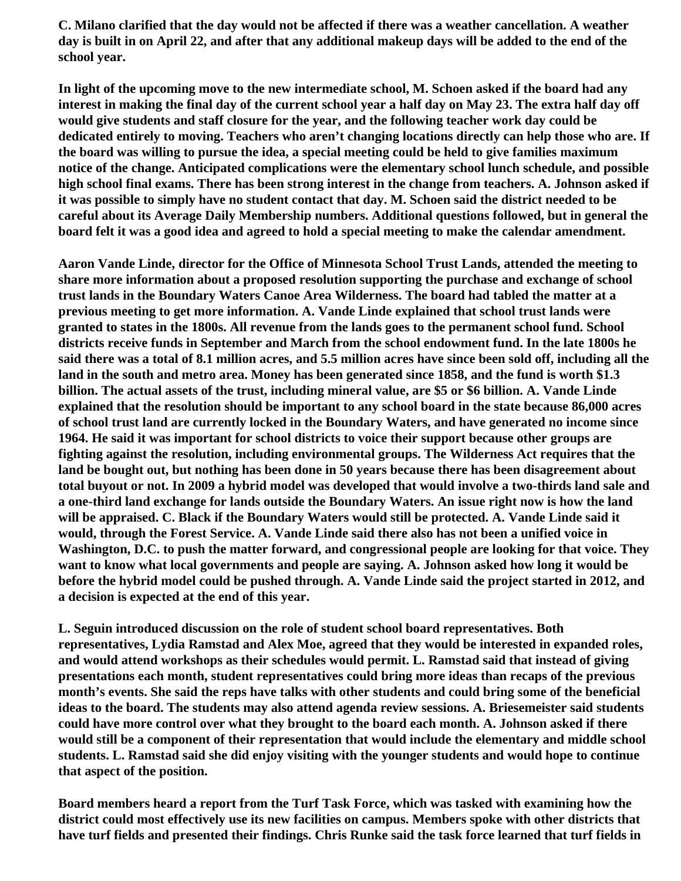**C. Milano clarified that the day would not be affected if there was a weather cancellation. A weather day is built in on April 22, and after that any additional makeup days will be added to the end of the school year.**

**In light of the upcoming move to the new intermediate school, M. Schoen asked if the board had any interest in making the final day of the current school year a half day on May 23. The extra half day off would give students and staff closure for the year, and the following teacher work day could be dedicated entirely to moving. Teachers who aren't changing locations directly can help those who are. If the board was willing to pursue the idea, a special meeting could be held to give families maximum notice of the change. Anticipated complications were the elementary school lunch schedule, and possible high school final exams. There has been strong interest in the change from teachers. A. Johnson asked if it was possible to simply have no student contact that day. M. Schoen said the district needed to be careful about its Average Daily Membership numbers. Additional questions followed, but in general the board felt it was a good idea and agreed to hold a special meeting to make the calendar amendment.**

**Aaron Vande Linde, director for the Office of Minnesota School Trust Lands, attended the meeting to share more information about a proposed resolution supporting the purchase and exchange of school trust lands in the Boundary Waters Canoe Area Wilderness. The board had tabled the matter at a previous meeting to get more information. A. Vande Linde explained that school trust lands were granted to states in the 1800s. All revenue from the lands goes to the permanent school fund. School districts receive funds in September and March from the school endowment fund. In the late 1800s he said there was a total of 8.1 million acres, and 5.5 million acres have since been sold off, including all the land in the south and metro area. Money has been generated since 1858, and the fund is worth $1.3 billion. The actual assets of the trust, including mineral value, are $5 or $6 billion. A. Vande Linde explained that the resolution should be important to any school board in the state because 86,000 acres of school trust land are currently locked in the Boundary Waters, and have generated no income since 1964. He said it was important for school districts to voice their support because other groups are fighting against the resolution, including environmental groups. The Wilderness Act requires that the land be bought out, but nothing has been done in 50 years because there has been disagreement about total buyout or not. In 2009 a hybrid model was developed that would involve a two-thirds land sale and a one-third land exchange for lands outside the Boundary Waters. An issue right now is how the land will be appraised. C. Black if the Boundary Waters would still be protected. A. Vande Linde said it would, through the Forest Service. A. Vande Linde said there also has not been a unified voice in Washington, D.C. to push the matter forward, and congressional people are looking for that voice. They want to know what local governments and people are saying. A. Johnson asked how long it would be before the hybrid model could be pushed through. A. Vande Linde said the project started in 2012, and a decision is expected at the end of this year.**

**L. Seguin introduced discussion on the role of student school board representatives. Both representatives, Lydia Ramstad and Alex Moe, agreed that they would be interested in expanded roles, and would attend workshops as their schedules would permit. L. Ramstad said that instead of giving presentations each month, student representatives could bring more ideas than recaps of the previous month's events. She said the reps have talks with other students and could bring some of the beneficial ideas to the board. The students may also attend agenda review sessions. A. Briesemeister said students could have more control over what they brought to the board each month. A. Johnson asked if there would still be a component of their representation that would include the elementary and middle school students. L. Ramstad said she did enjoy visiting with the younger students and would hope to continue that aspect of the position.**

**Board members heard a report from the Turf Task Force, which was tasked with examining how the district could most effectively use its new facilities on campus. Members spoke with other districts that have turf fields and presented their findings. Chris Runke said the task force learned that turf fields in**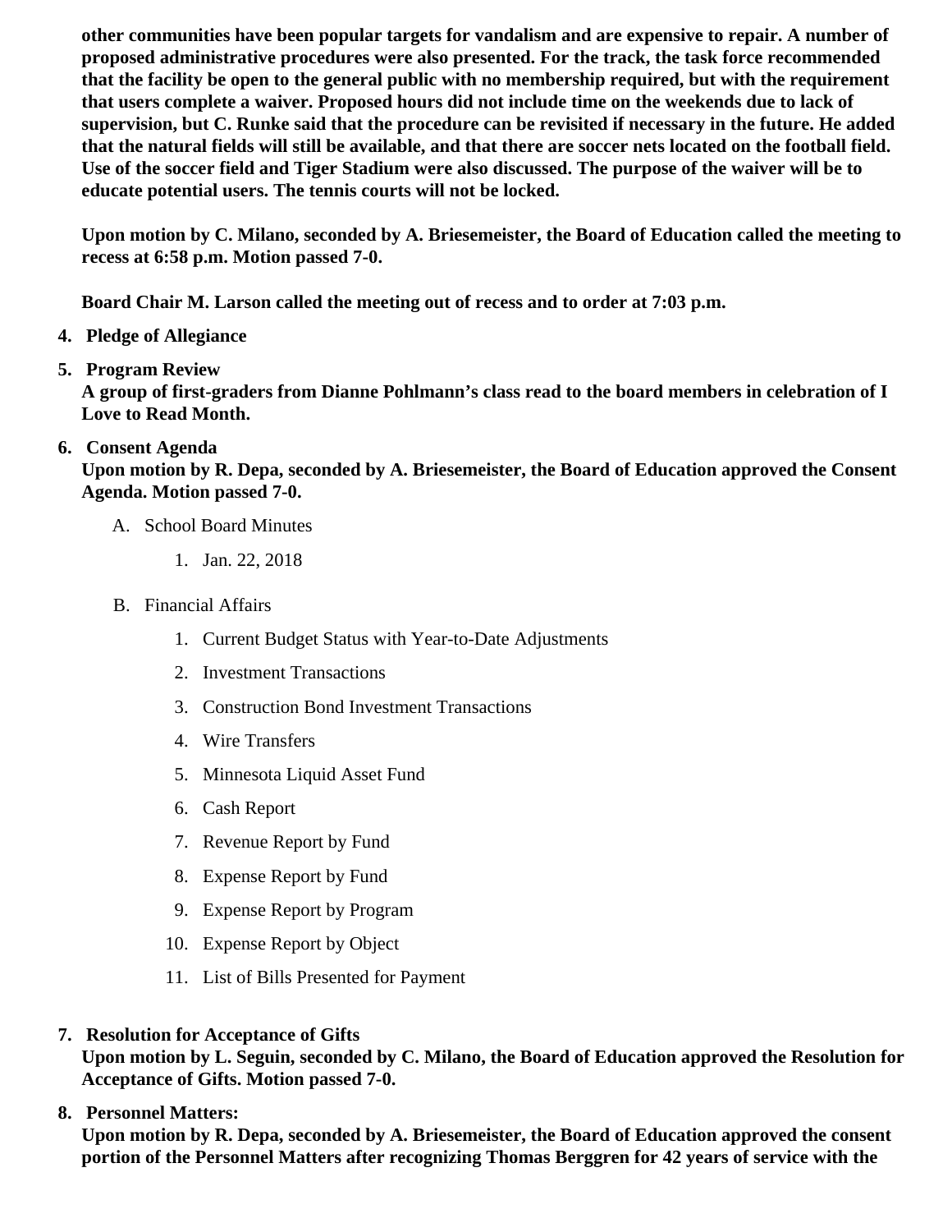**other communities have been popular targets for vandalism and are expensive to repair. A number of proposed administrative procedures were also presented. For the track, the task force recommended that the facility be open to the general public with no membership required, but with the requirement that users complete a waiver. Proposed hours did not include time on the weekends due to lack of supervision, but C. Runke said that the procedure can be revisited if necessary in the future. He added that the natural fields will still be available, and that there are soccer nets located on the football field. Use of the soccer field and Tiger Stadium were also discussed. The purpose of the waiver will be to educate potential users. The tennis courts will not be locked.**

**Upon motion by C. Milano, seconded by A. Briesemeister, the Board of Education called the meeting to recess at 6:58 p.m. Motion passed 7-0.**

**Board Chair M. Larson called the meeting out of recess and to order at 7:03 p.m.**

4. **Pledge of Allegiance**
5. **Program Review**
   **A group of first-graders from Dianne Pohlmann's class read to the board members in celebration of I Love to Read Month.**
6. **Consent Agenda**
   **Upon motion by R. Depa, seconded by A. Briesemeister, the Board of Education approved the Consent Agenda. Motion passed 7-0.**
   A. School Board Minutes
      1. Jan. 22, 2018
   B. Financial Affairs
      1. Current Budget Status with Year-to-Date Adjustments
      2. Investment Transactions
      3. Construction Bond Investment Transactions
      4. Wire Transfers
      5. Minnesota Liquid Asset Fund
      6. Cash Report
      7. Revenue Report by Fund
      8. Expense Report by Fund
      9. Expense Report by Program
      10. Expense Report by Object
      11. List of Bills Presented for Payment
7. **Resolution for Acceptance of Gifts**
   **Upon motion by L. Seguin, seconded by C. Milano, the Board of Education approved the Resolution for Acceptance of Gifts. Motion passed 7-0.**
8. **Personnel Matters:**
   **Upon motion by R. Depa, seconded by A. Briesemeister, the Board of Education approved the consent portion of the Personnel Matters after recognizing Thomas Berggren for 42 years of service with the**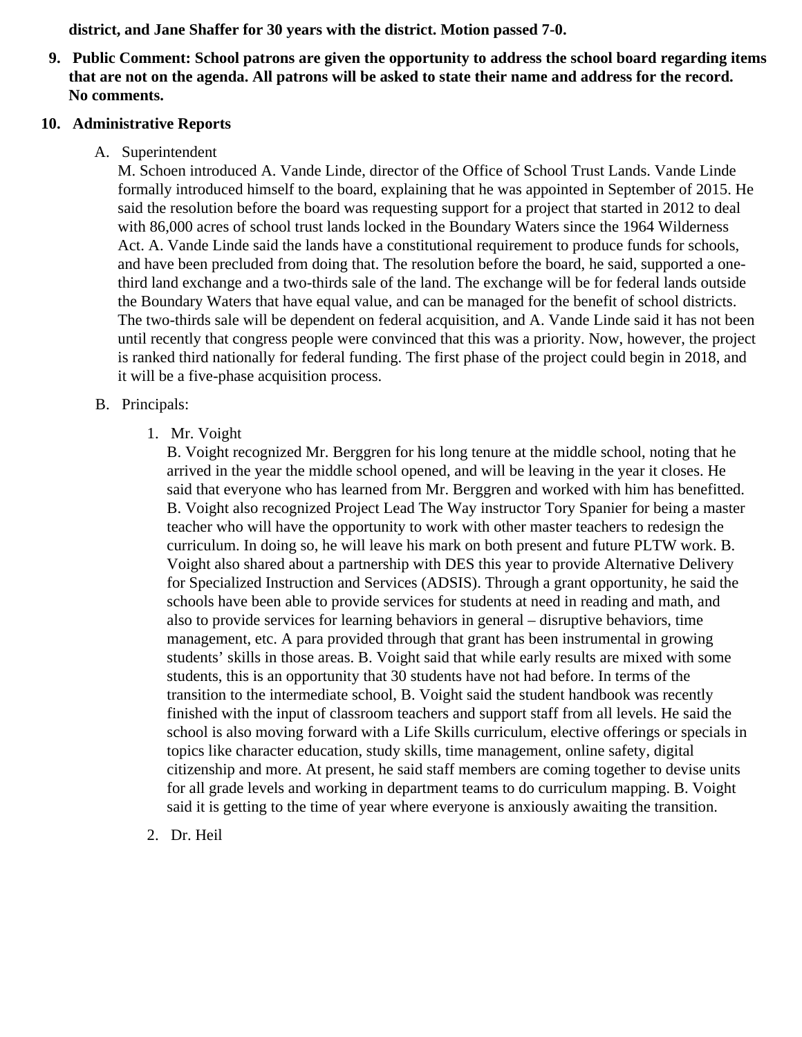**district, and Jane Shaffer for 30 years with the district. Motion passed 7-0.**

9. **Public Comment: School patrons are given the opportunity to address the school board regarding items that are not on the agenda. All patrons will be asked to state their name and address for the record. No comments.**

10. **Administrative Reports**

    A. Superintendent
    M. Schoen introduced A. Vande Linde, director of the Office of School Trust Lands. Vande Linde formally introduced himself to the board, explaining that he was appointed in September of 2015. He said the resolution before the board was requesting support for a project that started in 2012 to deal with 86,000 acres of school trust lands locked in the Boundary Waters since the 1964 Wilderness Act. A. Vande Linde said the lands have a constitutional requirement to produce funds for schools, and have been precluded from doing that. The resolution before the board, he said, supported a one-third land exchange and a two-thirds sale of the land. The exchange will be for federal lands outside the Boundary Waters that have equal value, and can be managed for the benefit of school districts. The two-thirds sale will be dependent on federal acquisition, and A. Vande Linde said it has not been until recently that congress people were convinced that this was a priority. Now, however, the project is ranked third nationally for federal funding. The first phase of the project could begin in 2018, and it will be a five-phase acquisition process.

    B. Principals:

       1. Mr. Voight
       B. Voight recognized Mr. Berggren for his long tenure at the middle school, noting that he arrived in the year the middle school opened, and will be leaving in the year it closes. He said that everyone who has learned from Mr. Berggren and worked with him has benefitted. B. Voight also recognized Project Lead The Way instructor Tory Spanier for being a master teacher who will have the opportunity to work with other master teachers to redesign the curriculum. In doing so, he will leave his mark on both present and future PLTW work. B. Voight also shared about a partnership with DES this year to provide Alternative Delivery for Specialized Instruction and Services (ADSIS). Through a grant opportunity, he said the schools have been able to provide services for students at need in reading and math, and also to provide services for learning behaviors in general – disruptive behaviors, time management, etc. A para provided through that grant has been instrumental in growing students' skills in those areas. B. Voight said that while early results are mixed with some students, this is an opportunity that 30 students have not had before. In terms of the transition to the intermediate school, B. Voight said the student handbook was recently finished with the input of classroom teachers and support staff from all levels. He said the school is also moving forward with a Life Skills curriculum, elective offerings or specials in topics like character education, study skills, time management, online safety, digital citizenship and more. At present, he said staff members are coming together to devise units for all grade levels and working in department teams to do curriculum mapping. B. Voight said it is getting to the time of year where everyone is anxiously awaiting the transition.

       2. Dr. Heil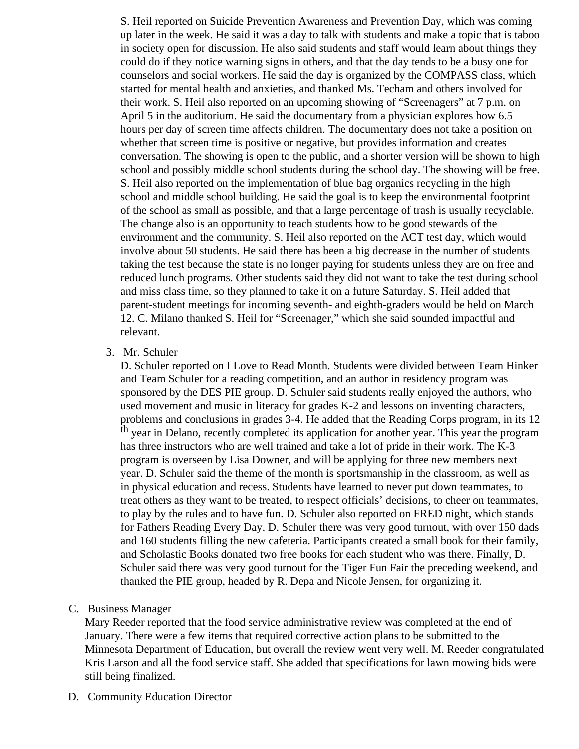S. Heil reported on Suicide Prevention Awareness and Prevention Day, which was coming up later in the week. He said it was a day to talk with students and make a topic that is taboo in society open for discussion. He also said students and staff would learn about things they could do if they notice warning signs in others, and that the day tends to be a busy one for counselors and social workers. He said the day is organized by the COMPASS class, which started for mental health and anxieties, and thanked Ms. Techam and others involved for their work. S. Heil also reported on an upcoming showing of "Screenagers" at 7 p.m. on April 5 in the auditorium. He said the documentary from a physician explores how 6.5 hours per day of screen time affects children. The documentary does not take a position on whether that screen time is positive or negative, but provides information and creates conversation. The showing is open to the public, and a shorter version will be shown to high school and possibly middle school students during the school day. The showing will be free. S. Heil also reported on the implementation of blue bag organics recycling in the high school and middle school building. He said the goal is to keep the environmental footprint of the school as small as possible, and that a large percentage of trash is usually recyclable. The change also is an opportunity to teach students how to be good stewards of the environment and the community. S. Heil also reported on the ACT test day, which would involve about 50 students. He said there has been a big decrease in the number of students taking the test because the state is no longer paying for students unless they are on free and reduced lunch programs. Other students said they did not want to take the test during school and miss class time, so they planned to take it on a future Saturday. S. Heil added that parent-student meetings for incoming seventh- and eighth-graders would be held on March 12. C. Milano thanked S. Heil for "Screenager," which she said sounded impactful and relevant.

3. Mr. Schuler
   D. Schuler reported on I Love to Read Month. Students were divided between Team Hinker and Team Schuler for a reading competition, and an author in residency program was sponsored by the DES PIE group. D. Schuler said students really enjoyed the authors, who used movement and music in literacy for grades K-2 and lessons on inventing characters, problems and conclusions in grades 3-4. He added that the Reading Corps program, in its 12th year in Delano, recently completed its application for another year. This year the program has three instructors who are well trained and take a lot of pride in their work. The K-3 program is overseen by Lisa Downer, and will be applying for three new members next year. D. Schuler said the theme of the month is sportsmanship in the classroom, as well as in physical education and recess. Students have learned to never put down teammates, to treat others as they want to be treated, to respect officials' decisions, to cheer on teammates, to play by the rules and to have fun. D. Schuler also reported on FRED night, which stands for Fathers Reading Every Day. D. Schuler there was very good turnout, with over 150 dads and 160 students filling the new cafeteria. Participants created a small book for their family, and Scholastic Books donated two free books for each student who was there. Finally, D. Schuler said there was very good turnout for the Tiger Fun Fair the preceding weekend, and thanked the PIE group, headed by R. Depa and Nicole Jensen, for organizing it.

C. Business Manager
   Mary Reeder reported that the food service administrative review was completed at the end of January. There were a few items that required corrective action plans to be submitted to the Minnesota Department of Education, but overall the review went very well. M. Reeder congratulated Kris Larson and all the food service staff. She added that specifications for lawn mowing bids were still being finalized.

D. Community Education Director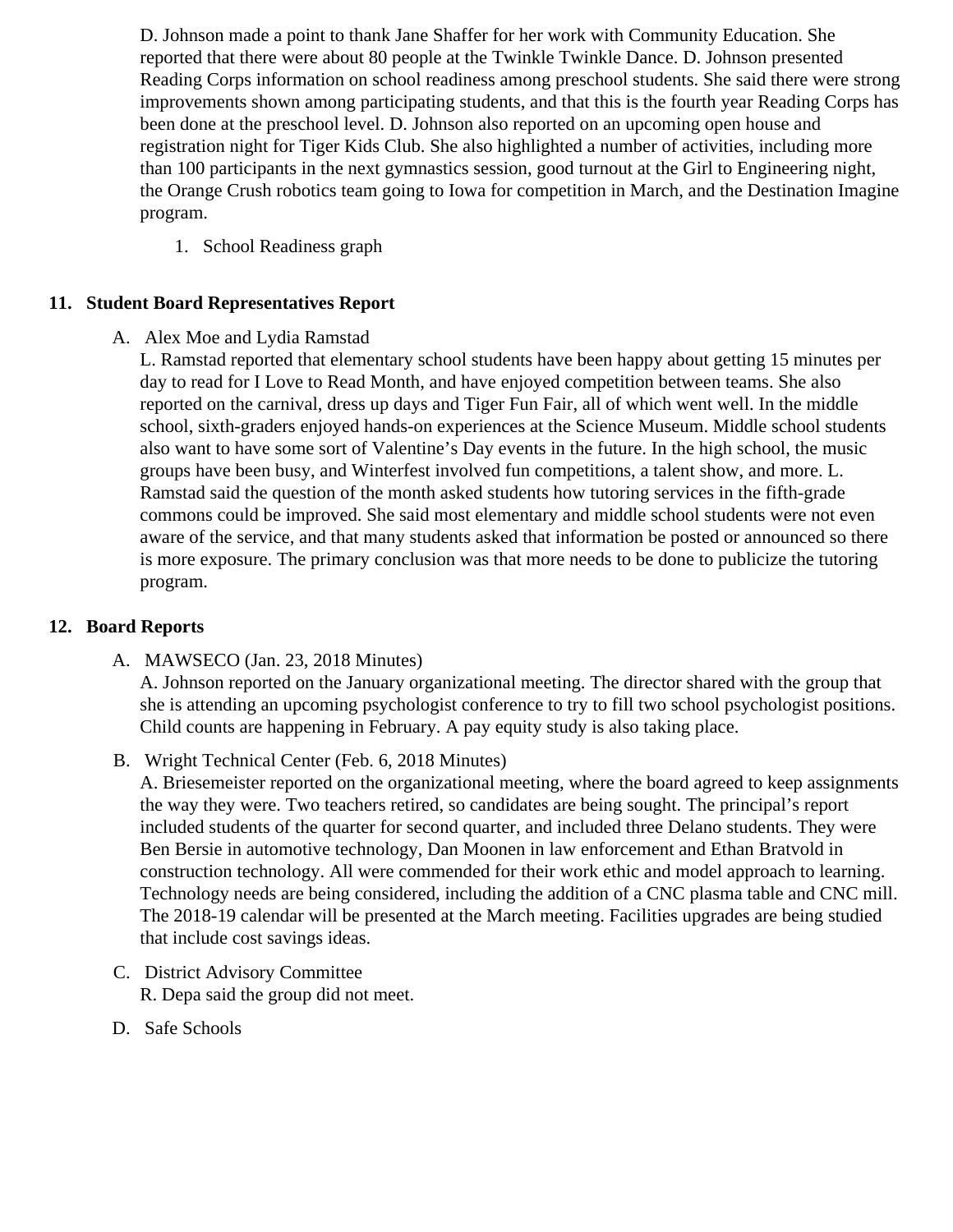D. Johnson made a point to thank Jane Shaffer for her work with Community Education. She reported that there were about 80 people at the Twinkle Twinkle Dance. D. Johnson presented Reading Corps information on school readiness among preschool students. She said there were strong improvements shown among participating students, and that this is the fourth year Reading Corps has been done at the preschool level. D. Johnson also reported on an upcoming open house and registration night for Tiger Kids Club. She also highlighted a number of activities, including more than 100 participants in the next gymnastics session, good turnout at the Girl to Engineering night, the Orange Crush robotics team going to Iowa for competition in March, and the Destination Imagine program.

1. School Readiness graph

## 11. Student Board Representatives Report

A. Alex Moe and Lydia Ramstad

L. Ramstad reported that elementary school students have been happy about getting 15 minutes per day to read for I Love to Read Month, and have enjoyed competition between teams. She also reported on the carnival, dress up days and Tiger Fun Fair, all of which went well. In the middle school, sixth-graders enjoyed hands-on experiences at the Science Museum. Middle school students also want to have some sort of Valentine's Day events in the future. In the high school, the music groups have been busy, and Winterfest involved fun competitions, a talent show, and more. L. Ramstad said the question of the month asked students how tutoring services in the fifth-grade commons could be improved. She said most elementary and middle school students were not even aware of the service, and that many students asked that information be posted or announced so there is more exposure. The primary conclusion was that more needs to be done to publicize the tutoring program.

## 12. Board Reports

A. MAWSECO (Jan. 23, 2018 Minutes)

A. Johnson reported on the January organizational meeting. The director shared with the group that she is attending an upcoming psychologist conference to try to fill two school psychologist positions. Child counts are happening in February. A pay equity study is also taking place.

B. Wright Technical Center (Feb. 6, 2018 Minutes)

A. Briesemeister reported on the organizational meeting, where the board agreed to keep assignments the way they were. Two teachers retired, so candidates are being sought. The principal's report included students of the quarter for second quarter, and included three Delano students. They were Ben Bersie in automotive technology, Dan Moonen in law enforcement and Ethan Bratvold in construction technology. All were commended for their work ethic and model approach to learning. Technology needs are being considered, including the addition of a CNC plasma table and CNC mill. The 2018-19 calendar will be presented at the March meeting. Facilities upgrades are being studied that include cost savings ideas.

C. District Advisory Committee

R. Depa said the group did not meet.

D. Safe Schools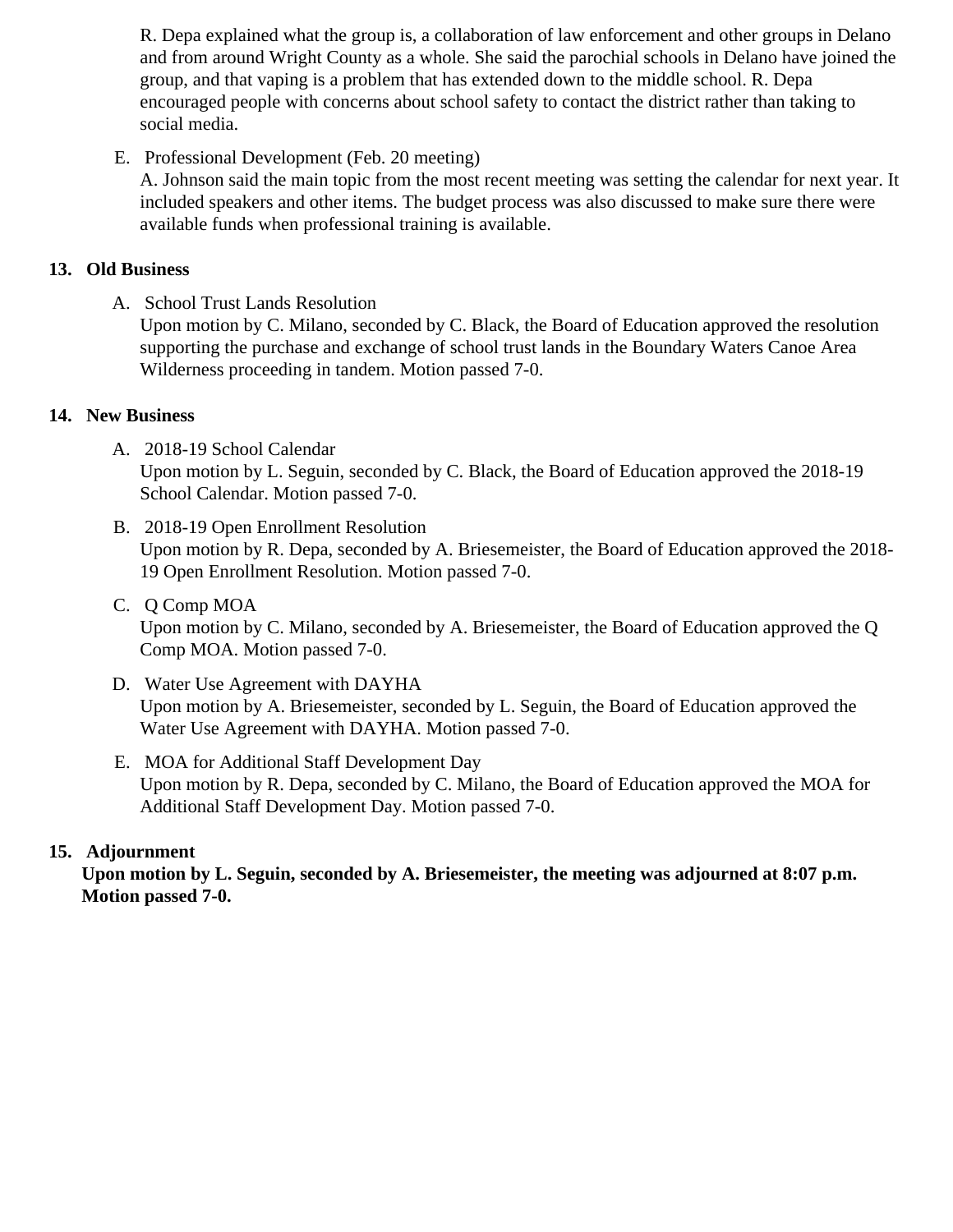R. Depa explained what the group is, a collaboration of law enforcement and other groups in Delano and from around Wright County as a whole. She said the parochial schools in Delano have joined the group, and that vaping is a problem that has extended down to the middle school. R. Depa encouraged people with concerns about school safety to contact the district rather than taking to social media.

E. Professional Development (Feb. 20 meeting)
A. Johnson said the main topic from the most recent meeting was setting the calendar for next year. It included speakers and other items. The budget process was also discussed to make sure there were available funds when professional training is available.

**13. Old Business**

A. School Trust Lands Resolution
Upon motion by C. Milano, seconded by C. Black, the Board of Education approved the resolution supporting the purchase and exchange of school trust lands in the Boundary Waters Canoe Area Wilderness proceeding in tandem. Motion passed 7-0.

**14. New Business**

A. 2018-19 School Calendar
Upon motion by L. Seguin, seconded by C. Black, the Board of Education approved the 2018-19 School Calendar. Motion passed 7-0.

B. 2018-19 Open Enrollment Resolution
Upon motion by R. Depa, seconded by A. Briesemeister, the Board of Education approved the 2018-19 Open Enrollment Resolution. Motion passed 7-0.

C. Q Comp MOA
Upon motion by C. Milano, seconded by A. Briesemeister, the Board of Education approved the Q Comp MOA. Motion passed 7-0.

D. Water Use Agreement with DAYHA
Upon motion by A. Briesemeister, seconded by L. Seguin, the Board of Education approved the Water Use Agreement with DAYHA. Motion passed 7-0.

E. MOA for Additional Staff Development Day
Upon motion by R. Depa, seconded by C. Milano, the Board of Education approved the MOA for Additional Staff Development Day. Motion passed 7-0.

**15. Adjournment**
**Upon motion by L. Seguin, seconded by A. Briesemeister, the meeting was adjourned at 8:07 p.m. Motion passed 7-0.**